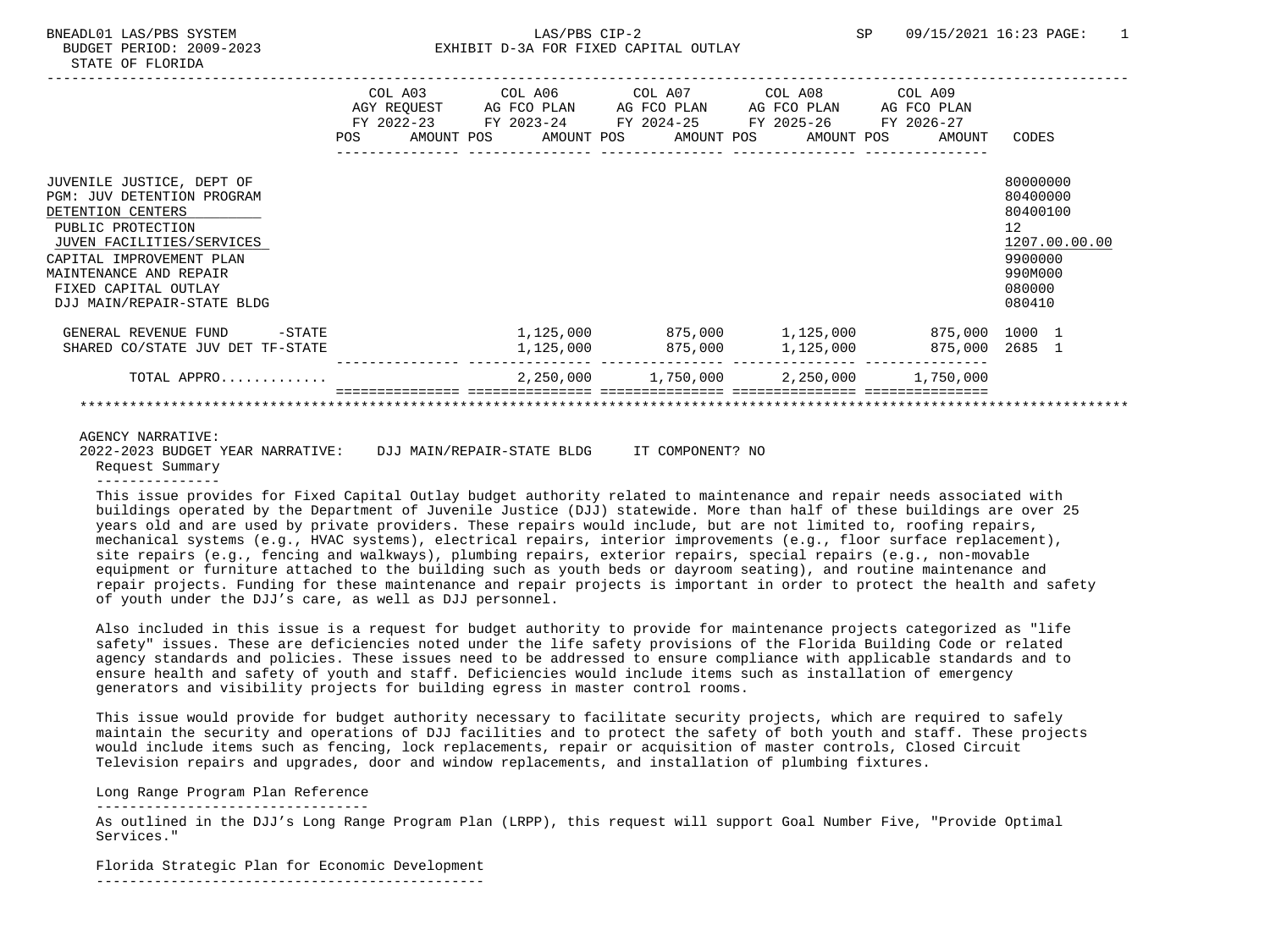BNEADL01 LAS/PBS SYSTEM — LAS/PBS CIP-2 — SP 09/15/2021 16:23

BUDGET PERIOD: 2009-2023 — EXHIBIT D-3A FOR FIXED CAPITAL OUTLAY

STATE OF FLORIDA

| | COL A03 AGY REQUEST FY 2022-23 POS | AMOUNT | COL A06 AG FCO PLAN FY 2023-24 POS | AMOUNT | COL A07 AG FCO PLAN FY 2024-25 POS | AMOUNT | COL A08 AG FCO PLAN FY 2025-26 POS | AMOUNT | COL A09 AG FCO PLAN FY 2026-27 POS | AMOUNT | CODES |
|---|---|---|---|---|---|---|---|---|---|---|---|
| JUVENILE JUSTICE, DEPT OF | | | | | | | | | | | 80000000 |
| PGM: JUV DETENTION PROGRAM | | | | | | | | | | | 80400000 |
| DETENTION CENTERS | | | | | | | | | | | 80400100 |
| PUBLIC PROTECTION | | | | | | | | | | | 12 |
| JUVEN FACILITIES/SERVICES | | | | | | | | | | | 1207.00.00.00 |
| CAPITAL IMPROVEMENT PLAN | | | | | | | | | | | 9900000 |
| MAINTENANCE AND REPAIR | | | | | | | | | | | 990M000 |
| FIXED CAPITAL OUTLAY | | | | | | | | | | | 080000 |
| DJJ MAIN/REPAIR-STATE BLDG | | | | | | | | | | | 080410 |
| GENERAL REVENUE FUND -STATE | | | | 1,125,000 | | 875,000 | | 1,125,000 | | 875,000 | 1000 1 |
| SHARED CO/STATE JUV DET TF-STATE | | | | 1,125,000 | | 875,000 | | 1,125,000 | | 875,000 | 2685 1 |
| TOTAL APPRO............ | | | | 2,250,000 | | 1,750,000 | | 2,250,000 | | 1,750,000 | |

AGENCY NARRATIVE:

2022-2023 BUDGET YEAR NARRATIVE: DJJ MAIN/REPAIR-STATE BLDG IT COMPONENT? NO

Request Summary

This issue provides for Fixed Capital Outlay budget authority related to maintenance and repair needs associated with buildings operated by the Department of Juvenile Justice (DJJ) statewide. More than half of these buildings are over 25 years old and are used by private providers. These repairs would include, but are not limited to, roofing repairs, mechanical systems (e.g., HVAC systems), electrical repairs, interior improvements (e.g., floor surface replacement), site repairs (e.g., fencing and walkways), plumbing repairs, exterior repairs, special repairs (e.g., non-movable equipment or furniture attached to the building such as youth beds or dayroom seating), and routine maintenance and repair projects. Funding for these maintenance and repair projects is important in order to protect the health and safety of youth under the DJJ's care, as well as DJJ personnel.

Also included in this issue is a request for budget authority to provide for maintenance projects categorized as "life safety" issues. These are deficiencies noted under the life safety provisions of the Florida Building Code or related agency standards and policies. These issues need to be addressed to ensure compliance with applicable standards and to ensure health and safety of youth and staff. Deficiencies would include items such as installation of emergency generators and visibility projects for building egress in master control rooms.

This issue would provide for budget authority necessary to facilitate security projects, which are required to safely maintain the security and operations of DJJ facilities and to protect the safety of both youth and staff. These projects would include items such as fencing, lock replacements, repair or acquisition of master controls, Closed Circuit Television repairs and upgrades, door and window replacements, and installation of plumbing fixtures.

Long Range Program Plan Reference

As outlined in the DJJ's Long Range Program Plan (LRPP), this request will support Goal Number Five, "Provide Optimal Services."

Florida Strategic Plan for Economic Development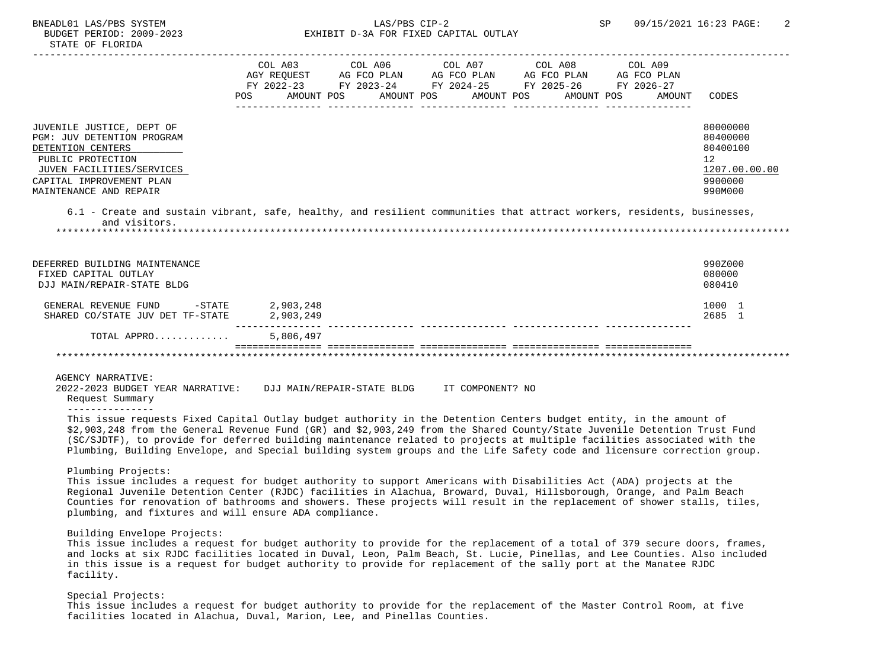BUDGET PERIOD: 2009-2023 — EXHIBIT D-3A FOR FIXED CAPITAL OUTLAY

STATE OF FLORIDA

| | COL A03 AGY REQUEST FY 2022-23 POS AMOUNT | COL A06 AG FCO PLAN FY 2023-24 POS AMOUNT | COL A07 AG FCO PLAN FY 2024-25 POS AMOUNT | COL A08 AG FCO PLAN FY 2025-26 POS AMOUNT | COL A09 AG FCO PLAN FY 2026-27 POS AMOUNT | CODES |
|---|---|---|---|---|---|---|
| JUVENILE JUSTICE, DEPT OF | | | | | | 80000000 |
| PGM: JUV DETENTION PROGRAM | | | | | | 80400000 |
| DETENTION CENTERS | | | | | | 80400100 |
| PUBLIC PROTECTION | | | | | | 12 |
| JUVEN FACILITIES/SERVICES | | | | | | 1207.00.00.00 |
| CAPITAL IMPROVEMENT PLAN | | | | | | 9900000 |
| MAINTENANCE AND REPAIR | | | | | | 990M000 |

6.1 - Create and sustain vibrant, safe, healthy, and resilient communities that attract workers, residents, businesses, and visitors.

| | COL A03 | COL A06 | COL A07 | COL A08 | COL A09 | CODES |
|---|---|---|---|---|---|---|
| DEFERRED BUILDING MAINTENANCE | | | | | | 990Z000 |
| FIXED CAPITAL OUTLAY | | | | | | 080000 |
| DJJ MAIN/REPAIR-STATE BLDG | | | | | | 080410 |
| GENERAL REVENUE FUND -STATE | 2,903,248 | | | | | 1000 1 |
| SHARED CO/STATE JUV DET TF-STATE | 2,903,249 | | | | | 2685 1 |
| TOTAL APPRO............ | 5,806,497 | | | | | |

AGENCY NARRATIVE:

2022-2023 BUDGET YEAR NARRATIVE: DJJ MAIN/REPAIR-STATE BLDG IT COMPONENT? NO

Request Summary

This issue requests Fixed Capital Outlay budget authority in the Detention Centers budget entity, in the amount of $2,903,248 from the General Revenue Fund (GR) and $2,903,249 from the Shared County/State Juvenile Detention Trust Fund (SC/SJDTF), to provide for deferred building maintenance related to projects at multiple facilities associated with the Plumbing, Building Envelope, and Special building system groups and the Life Safety code and licensure correction group.

Plumbing Projects:

This issue includes a request for budget authority to support Americans with Disabilities Act (ADA) projects at the Regional Juvenile Detention Center (RJDC) facilities in Alachua, Broward, Duval, Hillsborough, Orange, and Palm Beach Counties for renovation of bathrooms and showers. These projects will result in the replacement of shower stalls, tiles, plumbing, and fixtures and will ensure ADA compliance.

Building Envelope Projects:

This issue includes a request for budget authority to provide for the replacement of a total of 379 secure doors, frames, and locks at six RJDC facilities located in Duval, Leon, Palm Beach, St. Lucie, Pinellas, and Lee Counties. Also included in this issue is a request for budget authority to provide for replacement of the sally port at the Manatee RJDC facility.

Special Projects:

This issue includes a request for budget authority to provide for the replacement of the Master Control Room, at five facilities located in Alachua, Duval, Marion, Lee, and Pinellas Counties.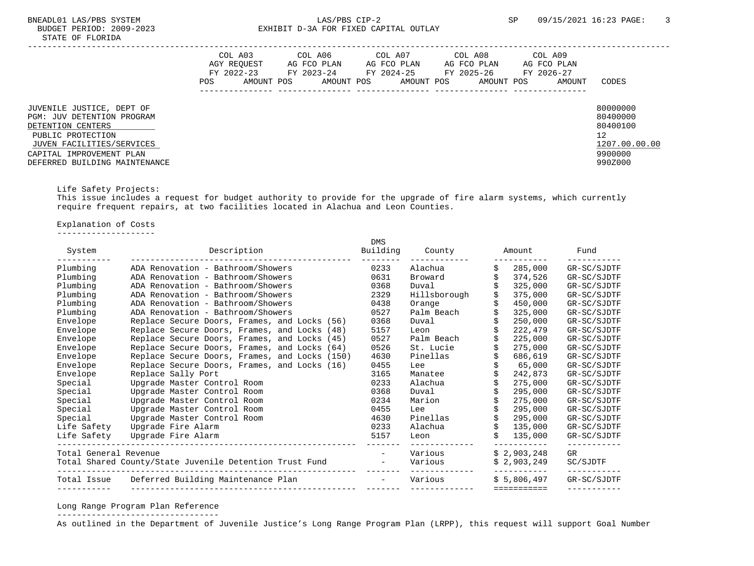BNEADL01 LAS/PBS SYSTEM
BUDGET PERIOD: 2009-2023
STATE OF FLORIDA

LAS/PBS CIP-2
EXHIBIT D-3A FOR FIXED CAPITAL OUTLAY

SP 09/15/2021 16:23

| | COL A03 AGY REQUEST FY 2022-23 POS AMOUNT | COL A06 AG FCO PLAN FY 2023-24 POS AMOUNT | COL A07 AG FCO PLAN FY 2024-25 POS AMOUNT | COL A08 AG FCO PLAN FY 2025-26 POS AMOUNT | COL A09 AG FCO PLAN FY 2026-27 POS AMOUNT | CODES |
|---|---|---|---|---|---|---|
| JUVENILE JUSTICE, DEPT OF | | | | | | 80000000 |
| PGM: JUV DETENTION PROGRAM | | | | | | 80400000 |
| DETENTION CENTERS | | | | | | 80400100 |
| PUBLIC PROTECTION | | | | | | 12 |
| JUVEN FACILITIES/SERVICES | | | | | | 1207.00.00.00 |
| CAPITAL IMPROVEMENT PLAN | | | | | | 9900000 |
| DEFERRED BUILDING MAINTENANCE | | | | | | 990Z000 |

Life Safety Projects:
This issue includes a request for budget authority to provide for the upgrade of fire alarm systems, which currently require frequent repairs, at two facilities located in Alachua and Leon Counties.

Explanation of Costs

| System | Description | DMS Building | County | Amount | Fund |
|---|---|---|---|---|---|
| Plumbing | ADA Renovation - Bathroom/Showers | 0233 | Alachua | $ 285,000 | GR-SC/SJDTF |
| Plumbing | ADA Renovation - Bathroom/Showers | 0631 | Broward | $ 374,526 | GR-SC/SJDTF |
| Plumbing | ADA Renovation - Bathroom/Showers | 0368 | Duval | $ 325,000 | GR-SC/SJDTF |
| Plumbing | ADA Renovation - Bathroom/Showers | 2329 | Hillsborough | $ 375,000 | GR-SC/SJDTF |
| Plumbing | ADA Renovation - Bathroom/Showers | 0438 | Orange | $ 450,000 | GR-SC/SJDTF |
| Plumbing | ADA Renovation - Bathroom/Showers | 0527 | Palm Beach | $ 325,000 | GR-SC/SJDTF |
| Envelope | Replace Secure Doors, Frames, and Locks (56) | 0368 | Duval | $ 250,000 | GR-SC/SJDTF |
| Envelope | Replace Secure Doors, Frames, and Locks (48) | 5157 | Leon | $ 222,479 | GR-SC/SJDTF |
| Envelope | Replace Secure Doors, Frames, and Locks (45) | 0527 | Palm Beach | $ 225,000 | GR-SC/SJDTF |
| Envelope | Replace Secure Doors, Frames, and Locks (64) | 0526 | St. Lucie | $ 275,000 | GR-SC/SJDTF |
| Envelope | Replace Secure Doors, Frames, and Locks (150) | 4630 | Pinellas | $ 686,619 | GR-SC/SJDTF |
| Envelope | Replace Secure Doors, Frames, and Locks (16) | 0455 | Lee | $ 65,000 | GR-SC/SJDTF |
| Envelope | Replace Sally Port | 3165 | Manatee | $ 242,873 | GR-SC/SJDTF |
| Special | Upgrade Master Control Room | 0233 | Alachua | $ 275,000 | GR-SC/SJDTF |
| Special | Upgrade Master Control Room | 0368 | Duval | $ 295,000 | GR-SC/SJDTF |
| Special | Upgrade Master Control Room | 0234 | Marion | $ 275,000 | GR-SC/SJDTF |
| Special | Upgrade Master Control Room | 0455 | Lee | $ 295,000 | GR-SC/SJDTF |
| Special | Upgrade Master Control Room | 4630 | Pinellas | $ 295,000 | GR-SC/SJDTF |
| Life Safety | Upgrade Fire Alarm | 0233 | Alachua | $ 135,000 | GR-SC/SJDTF |
| Life Safety | Upgrade Fire Alarm | 5157 | Leon | $ 135,000 | GR-SC/SJDTF |
| Total General Revenue | | - | Various | $ 2,903,248 | GR |
| Total Shared County/State Juvenile Detention Trust Fund | | - | Various | $ 2,903,249 | SC/SJDTF |
| Total Issue | Deferred Building Maintenance Plan | - | Various | $ 5,806,497 | GR-SC/SJDTF |

Long Range Program Plan Reference

As outlined in the Department of Juvenile Justice's Long Range Program Plan (LRPP), this request will support Goal Number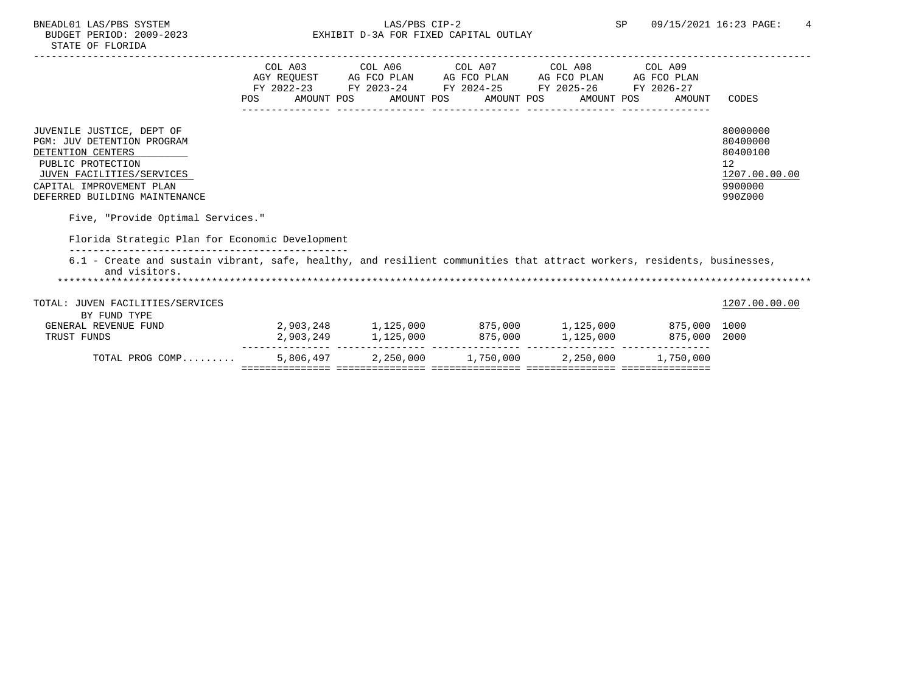BNEADL01 LAS/PBS SYSTEM — LAS/PBS CIP-2 — SP 09/15/2021 16:23

BUDGET PERIOD: 2009-2023 — EXHIBIT D-3A FOR FIXED CAPITAL OUTLAY

STATE OF FLORIDA

| | COL A03 AGY REQUEST FY 2022-23 POS AMOUNT | COL A06 AG FCO PLAN FY 2023-24 POS AMOUNT | COL A07 AG FCO PLAN FY 2024-25 POS AMOUNT | COL A08 AG FCO PLAN FY 2025-26 POS AMOUNT | COL A09 AG FCO PLAN FY 2026-27 POS AMOUNT | CODES |
|---|---|---|---|---|---|---|
| JUVENILE JUSTICE, DEPT OF | | | | | | 80000000 |
| PGM: JUV DETENTION PROGRAM | | | | | | 80400000 |
| DETENTION CENTERS | | | | | | 80400100 |
| PUBLIC PROTECTION | | | | | | 12 |
| JUVEN FACILITIES/SERVICES | | | | | | 1207.00.00.00 |
| CAPITAL IMPROVEMENT PLAN | | | | | | 9900000 |
| DEFERRED BUILDING MAINTENANCE | | | | | | 990Z000 |

Five, "Provide Optimal Services."

Florida Strategic Plan for Economic Development

6.1 - Create and sustain vibrant, safe, healthy, and resilient communities that attract workers, residents, businesses, and visitors.

| | COL A03 | COL A06 | COL A07 | COL A08 | COL A09 | CODES |
|---|---|---|---|---|---|---|
| TOTAL: JUVEN FACILITIES/SERVICES | | | | | | 1207.00.00.00 |
| BY FUND TYPE | | | | | | |
| GENERAL REVENUE FUND | 2,903,248 | 1,125,000 | 875,000 | 1,125,000 | 875,000 | 1000 |
| TRUST FUNDS | 2,903,249 | 1,125,000 | 875,000 | 1,125,000 | 875,000 | 2000 |
| TOTAL PROG COMP......... | 5,806,497 | 2,250,000 | 1,750,000 | 2,250,000 | 1,750,000 | |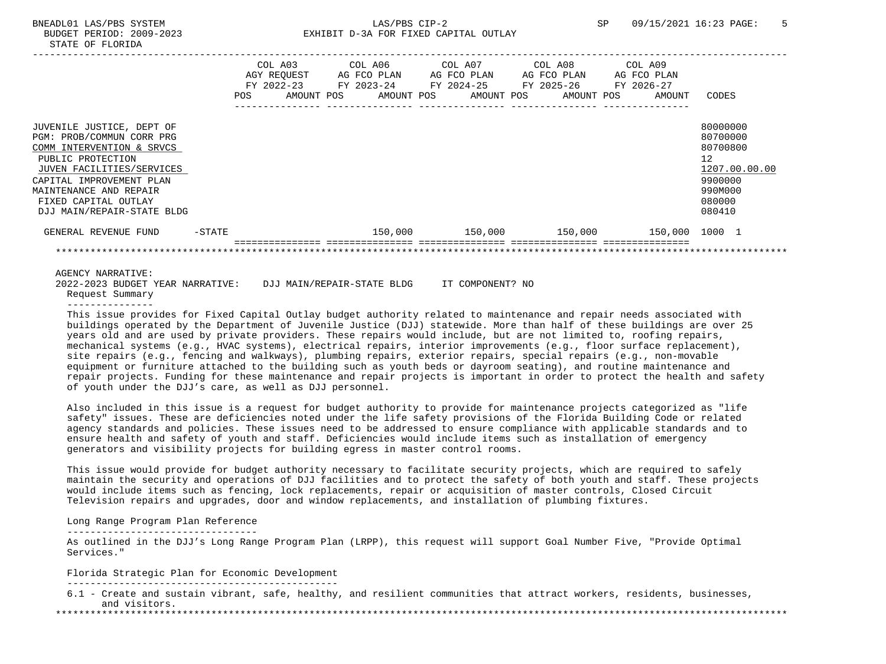BNEADL01 LAS/PBS SYSTEM — LAS/PBS CIP-2 — SP 09/15/2021 16:23

BUDGET PERIOD: 2009-2023

STATE OF FLORIDA

EXHIBIT D-3A FOR FIXED CAPITAL OUTLAY

| | COL A03 AGY REQUEST FY 2022-23 POS AMOUNT | COL A06 AG FCO PLAN FY 2023-24 POS AMOUNT | COL A07 AG FCO PLAN FY 2024-25 POS AMOUNT | COL A08 AG FCO PLAN FY 2025-26 POS AMOUNT | COL A09 AG FCO PLAN FY 2026-27 POS AMOUNT | CODES |
|---|---|---|---|---|---|---|
| JUVENILE JUSTICE, DEPT OF | | | | | | 80000000 |
| PGM: PROB/COMMUN CORR PRG | | | | | | 80700000 |
| COMM INTERVENTION & SRVCS | | | | | | 80700800 |
| PUBLIC PROTECTION | | | | | | 12 |
| JUVEN FACILITIES/SERVICES | | | | | | 1207.00.00.00 |
| CAPITAL IMPROVEMENT PLAN | | | | | | 9900000 |
| MAINTENANCE AND REPAIR | | | | | | 990M000 |
| FIXED CAPITAL OUTLAY | | | | | | 080000 |
| DJJ MAIN/REPAIR-STATE BLDG | | | | | | 080410 |
| GENERAL REVENUE FUND -STATE | | 150,000 | 150,000 | 150,000 | 150,000 | 1000 1 |

AGENCY NARRATIVE:

2022-2023 BUDGET YEAR NARRATIVE: DJJ MAIN/REPAIR-STATE BLDG IT COMPONENT? NO

Request Summary

This issue provides for Fixed Capital Outlay budget authority related to maintenance and repair needs associated with buildings operated by the Department of Juvenile Justice (DJJ) statewide. More than half of these buildings are over 25 years old and are used by private providers. These repairs would include, but are not limited to, roofing repairs, mechanical systems (e.g., HVAC systems), electrical repairs, interior improvements (e.g., floor surface replacement), site repairs (e.g., fencing and walkways), plumbing repairs, exterior repairs, special repairs (e.g., non-movable equipment or furniture attached to the building such as youth beds or dayroom seating), and routine maintenance and repair projects. Funding for these maintenance and repair projects is important in order to protect the health and safety of youth under the DJJ's care, as well as DJJ personnel.

Also included in this issue is a request for budget authority to provide for maintenance projects categorized as "life safety" issues. These are deficiencies noted under the life safety provisions of the Florida Building Code or related agency standards and policies. These issues need to be addressed to ensure compliance with applicable standards and to ensure health and safety of youth and staff. Deficiencies would include items such as installation of emergency generators and visibility projects for building egress in master control rooms.

This issue would provide for budget authority necessary to facilitate security projects, which are required to safely maintain the security and operations of DJJ facilities and to protect the safety of both youth and staff. These projects would include items such as fencing, lock replacements, repair or acquisition of master controls, Closed Circuit Television repairs and upgrades, door and window replacements, and installation of plumbing fixtures.

Long Range Program Plan Reference

As outlined in the DJJ's Long Range Program Plan (LRPP), this request will support Goal Number Five, "Provide Optimal Services."

Florida Strategic Plan for Economic Development

6.1 - Create and sustain vibrant, safe, healthy, and resilient communities that attract workers, residents, businesses, and visitors.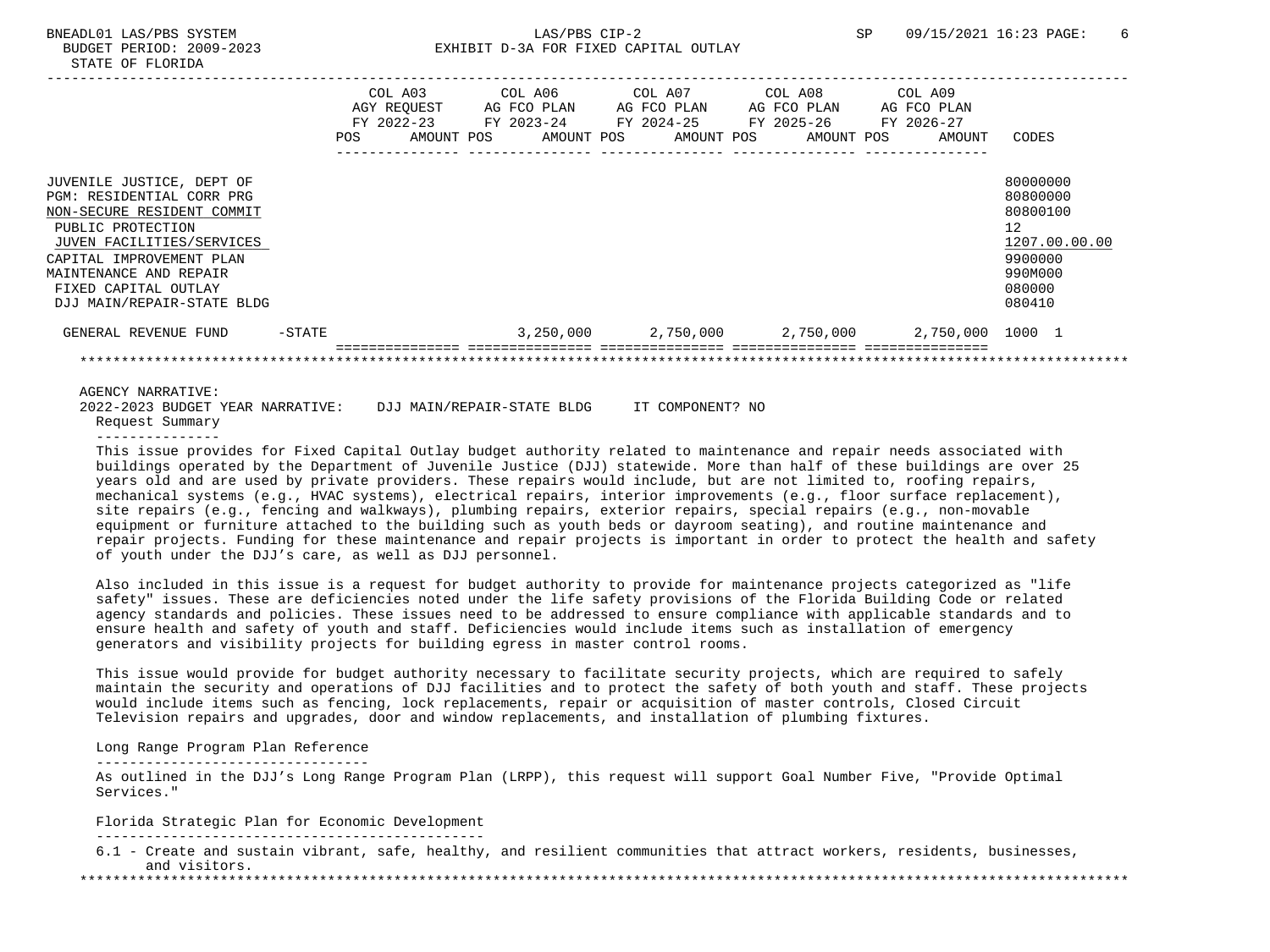BNEADL01 LAS/PBS SYSTEM　　LAS/PBS CIP-2　　SP　09/15/2021 16:23

BUDGET PERIOD: 2009-2023

STATE OF FLORIDA

# EXHIBIT D-3A FOR FIXED CAPITAL OUTLAY

| | COL A03 AGY REQUEST FY 2022-23 POS AMOUNT | COL A06 AG FCO PLAN FY 2023-24 POS AMOUNT | COL A07 AG FCO PLAN FY 2024-25 POS AMOUNT | COL A08 AG FCO PLAN FY 2025-26 POS AMOUNT | COL A09 AG FCO PLAN FY 2026-27 POS AMOUNT | CODES |
|---|---|---|---|---|---|---|
| JUVENILE JUSTICE, DEPT OF | | | | | | 80000000 |
| PGM: RESIDENTIAL CORR PRG | | | | | | 80800000 |
| NON-SECURE RESIDENT COMMIT | | | | | | 80800100 |
| PUBLIC PROTECTION | | | | | | 12 |
| JUVEN FACILITIES/SERVICES | | | | | | 1207.00.00.00 |
| CAPITAL IMPROVEMENT PLAN | | | | | | 9900000 |
| MAINTENANCE AND REPAIR | | | | | | 990M000 |
| FIXED CAPITAL OUTLAY | | | | | | 080000 |
| DJJ MAIN/REPAIR-STATE BLDG | | | | | | 080410 |
| GENERAL REVENUE FUND -STATE | | 3,250,000 | 2,750,000 | 2,750,000 | 2,750,000 | 1000 1 |

AGENCY NARRATIVE:

2022-2023 BUDGET YEAR NARRATIVE: DJJ MAIN/REPAIR-STATE BLDG IT COMPONENT? NO

Request Summary

This issue provides for Fixed Capital Outlay budget authority related to maintenance and repair needs associated with buildings operated by the Department of Juvenile Justice (DJJ) statewide. More than half of these buildings are over 25 years old and are used by private providers. These repairs would include, but are not limited to, roofing repairs, mechanical systems (e.g., HVAC systems), electrical repairs, interior improvements (e.g., floor surface replacement), site repairs (e.g., fencing and walkways), plumbing repairs, exterior repairs, special repairs (e.g., non-movable equipment or furniture attached to the building such as youth beds or dayroom seating), and routine maintenance and repair projects. Funding for these maintenance and repair projects is important in order to protect the health and safety of youth under the DJJ's care, as well as DJJ personnel.

Also included in this issue is a request for budget authority to provide for maintenance projects categorized as "life safety" issues. These are deficiencies noted under the life safety provisions of the Florida Building Code or related agency standards and policies. These issues need to be addressed to ensure compliance with applicable standards and to ensure health and safety of youth and staff. Deficiencies would include items such as installation of emergency generators and visibility projects for building egress in master control rooms.

This issue would provide for budget authority necessary to facilitate security projects, which are required to safely maintain the security and operations of DJJ facilities and to protect the safety of both youth and staff. These projects would include items such as fencing, lock replacements, repair or acquisition of master controls, Closed Circuit Television repairs and upgrades, door and window replacements, and installation of plumbing fixtures.

Long Range Program Plan Reference

As outlined in the DJJ's Long Range Program Plan (LRPP), this request will support Goal Number Five, "Provide Optimal Services."

Florida Strategic Plan for Economic Development

6.1 - Create and sustain vibrant, safe, healthy, and resilient communities that attract workers, residents, businesses, and visitors.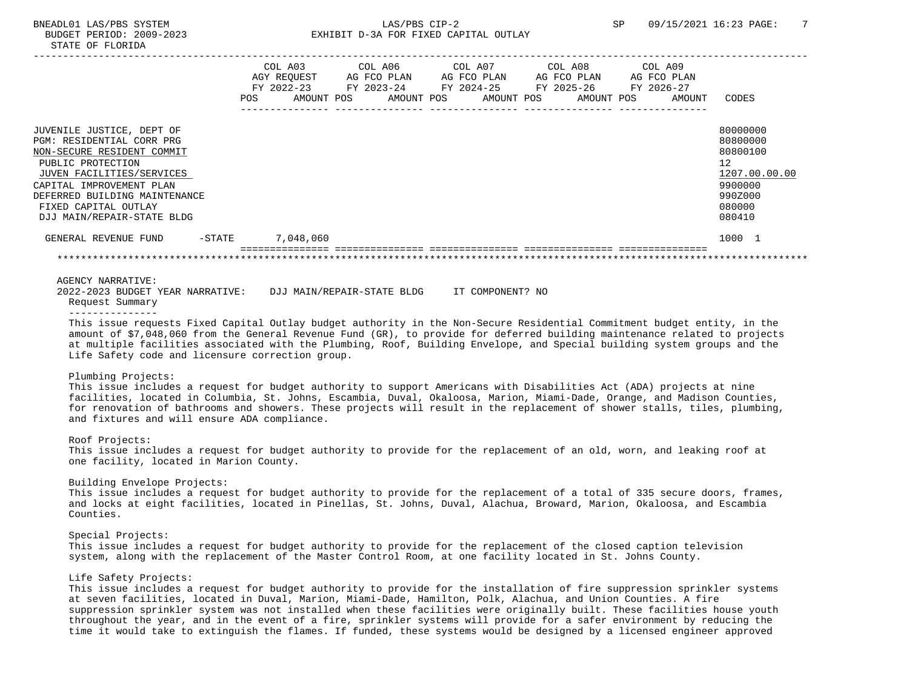BNEADL01 LAS/PBS SYSTEM — LAS/PBS CIP-2 — SP 09/15/2021 16:23

BUDGET PERIOD: 2009-2023 — EXHIBIT D-3A FOR FIXED CAPITAL OUTLAY

STATE OF FLORIDA

| | COL A03 AGY REQUEST FY 2022-23 POS AMOUNT | COL A06 AG FCO PLAN FY 2023-24 POS AMOUNT | COL A07 AG FCO PLAN FY 2024-25 POS AMOUNT | COL A08 AG FCO PLAN FY 2025-26 POS AMOUNT | COL A09 AG FCO PLAN FY 2026-27 POS AMOUNT | CODES |
|---|---|---|---|---|---|---|
| JUVENILE JUSTICE, DEPT OF | | | | | | 80000000 |
| PGM: RESIDENTIAL CORR PRG | | | | | | 80800000 |
| NON-SECURE RESIDENT COMMIT | | | | | | 80800100 |
| PUBLIC PROTECTION | | | | | | 12 |
| JUVEN FACILITIES/SERVICES | | | | | | 1207.00.00.00 |
| CAPITAL IMPROVEMENT PLAN | | | | | | 9900000 |
| DEFERRED BUILDING MAINTENANCE | | | | | | 990Z000 |
| FIXED CAPITAL OUTLAY | | | | | | 080000 |
| DJJ MAIN/REPAIR-STATE BLDG | | | | | | 080410 |
| GENERAL REVENUE FUND -STATE | 7,048,060 | | | | | 1000 1 |

AGENCY NARRATIVE:

2022-2023 BUDGET YEAR NARRATIVE: DJJ MAIN/REPAIR-STATE BLDG IT COMPONENT? NO

Request Summary

This issue requests Fixed Capital Outlay budget authority in the Non-Secure Residential Commitment budget entity, in the amount of $7,048,060 from the General Revenue Fund (GR), to provide for deferred building maintenance related to projects at multiple facilities associated with the Plumbing, Roof, Building Envelope, and Special building system groups and the Life Safety code and licensure correction group.

Plumbing Projects:

This issue includes a request for budget authority to support Americans with Disabilities Act (ADA) projects at nine facilities, located in Columbia, St. Johns, Escambia, Duval, Okaloosa, Marion, Miami-Dade, Orange, and Madison Counties, for renovation of bathrooms and showers. These projects will result in the replacement of shower stalls, tiles, plumbing, and fixtures and will ensure ADA compliance.

Roof Projects:

This issue includes a request for budget authority to provide for the replacement of an old, worn, and leaking roof at one facility, located in Marion County.

Building Envelope Projects:

This issue includes a request for budget authority to provide for the replacement of a total of 335 secure doors, frames, and locks at eight facilities, located in Pinellas, St. Johns, Duval, Alachua, Broward, Marion, Okaloosa, and Escambia Counties.

Special Projects:

This issue includes a request for budget authority to provide for the replacement of the closed caption television system, along with the replacement of the Master Control Room, at one facility located in St. Johns County.

Life Safety Projects:

This issue includes a request for budget authority to provide for the installation of fire suppression sprinkler systems at seven facilities, located in Duval, Marion, Miami-Dade, Hamilton, Polk, Alachua, and Union Counties. A fire suppression sprinkler system was not installed when these facilities were originally built. These facilities house youth throughout the year, and in the event of a fire, sprinkler systems will provide for a safer environment by reducing the time it would take to extinguish the flames. If funded, these systems would be designed by a licensed engineer approved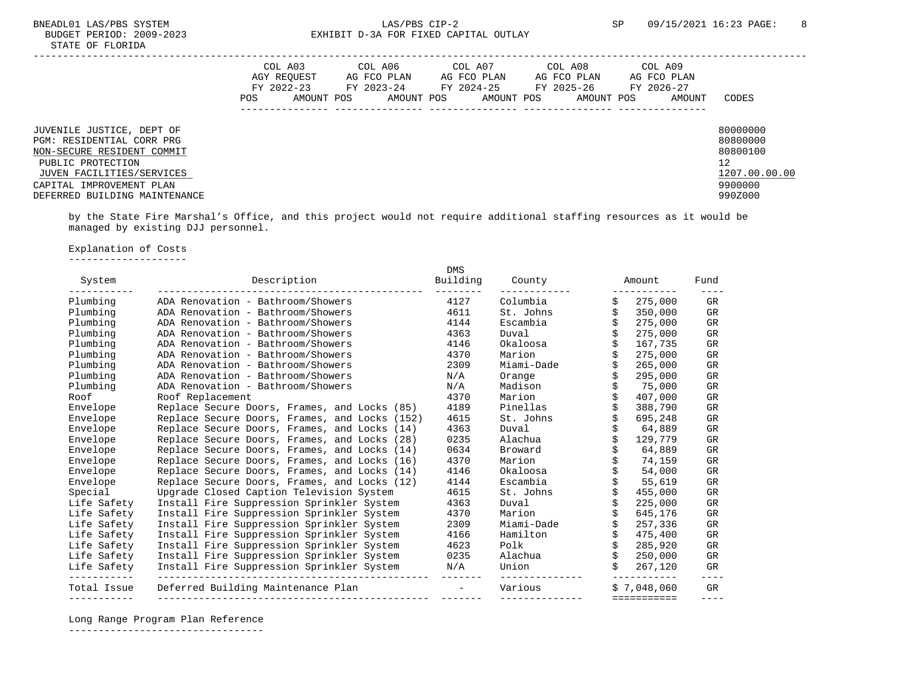JUVENILE JUSTICE, DEPT OF 80000000
PGM: RESIDENTIAL CORR PRG 80800000
NON-SECURE RESIDENT COMMIT 80800100
PUBLIC PROTECTION 12
JUVEN FACILITIES/SERVICES 1207.00.00.00
CAPITAL IMPROVEMENT PLAN 9900000
DEFERRED BUILDING MAINTENANCE 990Z000

| COL A03 AGY REQUEST FY 2022-23 POS AMOUNT | COL A06 AG FCO PLAN FY 2023-24 POS AMOUNT | COL A07 AG FCO PLAN FY 2024-25 POS AMOUNT | COL A08 AG FCO PLAN FY 2025-26 POS AMOUNT | COL A09 AG FCO PLAN FY 2026-27 POS AMOUNT | CODES |
|---|---|---|---|---|---|

by the State Fire Marshal's Office, and this project would not require additional staffing resources as it would be managed by existing DJJ personnel.

Explanation of Costs

| System | Description | DMS Building | County | Amount | Fund |
|---|---|---|---|---|---|
| Plumbing | ADA Renovation - Bathroom/Showers | 4127 | Columbia | $ 275,000 | GR |
| Plumbing | ADA Renovation - Bathroom/Showers | 4611 | St. Johns | $ 350,000 | GR |
| Plumbing | ADA Renovation - Bathroom/Showers | 4144 | Escambia | $ 275,000 | GR |
| Plumbing | ADA Renovation - Bathroom/Showers | 4363 | Duval | $ 275,000 | GR |
| Plumbing | ADA Renovation - Bathroom/Showers | 4146 | Okaloosa | $ 167,735 | GR |
| Plumbing | ADA Renovation - Bathroom/Showers | 4370 | Marion | $ 275,000 | GR |
| Plumbing | ADA Renovation - Bathroom/Showers | 2309 | Miami-Dade | $ 265,000 | GR |
| Plumbing | ADA Renovation - Bathroom/Showers | N/A | Orange | $ 295,000 | GR |
| Plumbing | ADA Renovation - Bathroom/Showers | N/A | Madison | $ 75,000 | GR |
| Roof | Roof Replacement | 4370 | Marion | $ 407,000 | GR |
| Envelope | Replace Secure Doors, Frames, and Locks (85) | 4189 | Pinellas | $ 388,790 | GR |
| Envelope | Replace Secure Doors, Frames, and Locks (152) | 4615 | St. Johns | $ 695,248 | GR |
| Envelope | Replace Secure Doors, Frames, and Locks (14) | 4363 | Duval | $ 64,889 | GR |
| Envelope | Replace Secure Doors, Frames, and Locks (28) | 0235 | Alachua | $ 129,779 | GR |
| Envelope | Replace Secure Doors, Frames, and Locks (14) | 0634 | Broward | $ 64,889 | GR |
| Envelope | Replace Secure Doors, Frames, and Locks (16) | 4370 | Marion | $ 74,159 | GR |
| Envelope | Replace Secure Doors, Frames, and Locks (14) | 4146 | Okaloosa | $ 54,000 | GR |
| Envelope | Replace Secure Doors, Frames, and Locks (12) | 4144 | Escambia | $ 55,619 | GR |
| Special | Upgrade Closed Caption Television System | 4615 | St. Johns | $ 455,000 | GR |
| Life Safety | Install Fire Suppression Sprinkler System | 4363 | Duval | $ 225,000 | GR |
| Life Safety | Install Fire Suppression Sprinkler System | 4370 | Marion | $ 645,176 | GR |
| Life Safety | Install Fire Suppression Sprinkler System | 2309 | Miami-Dade | $ 257,336 | GR |
| Life Safety | Install Fire Suppression Sprinkler System | 4166 | Hamilton | $ 475,400 | GR |
| Life Safety | Install Fire Suppression Sprinkler System | 4623 | Polk | $ 285,920 | GR |
| Life Safety | Install Fire Suppression Sprinkler System | 0235 | Alachua | $ 250,000 | GR |
| Life Safety | Install Fire Suppression Sprinkler System | N/A | Union | $ 267,120 | GR |
| Total Issue | Deferred Building Maintenance Plan | - | Various | $ 7,048,060 | GR |

Long Range Program Plan Reference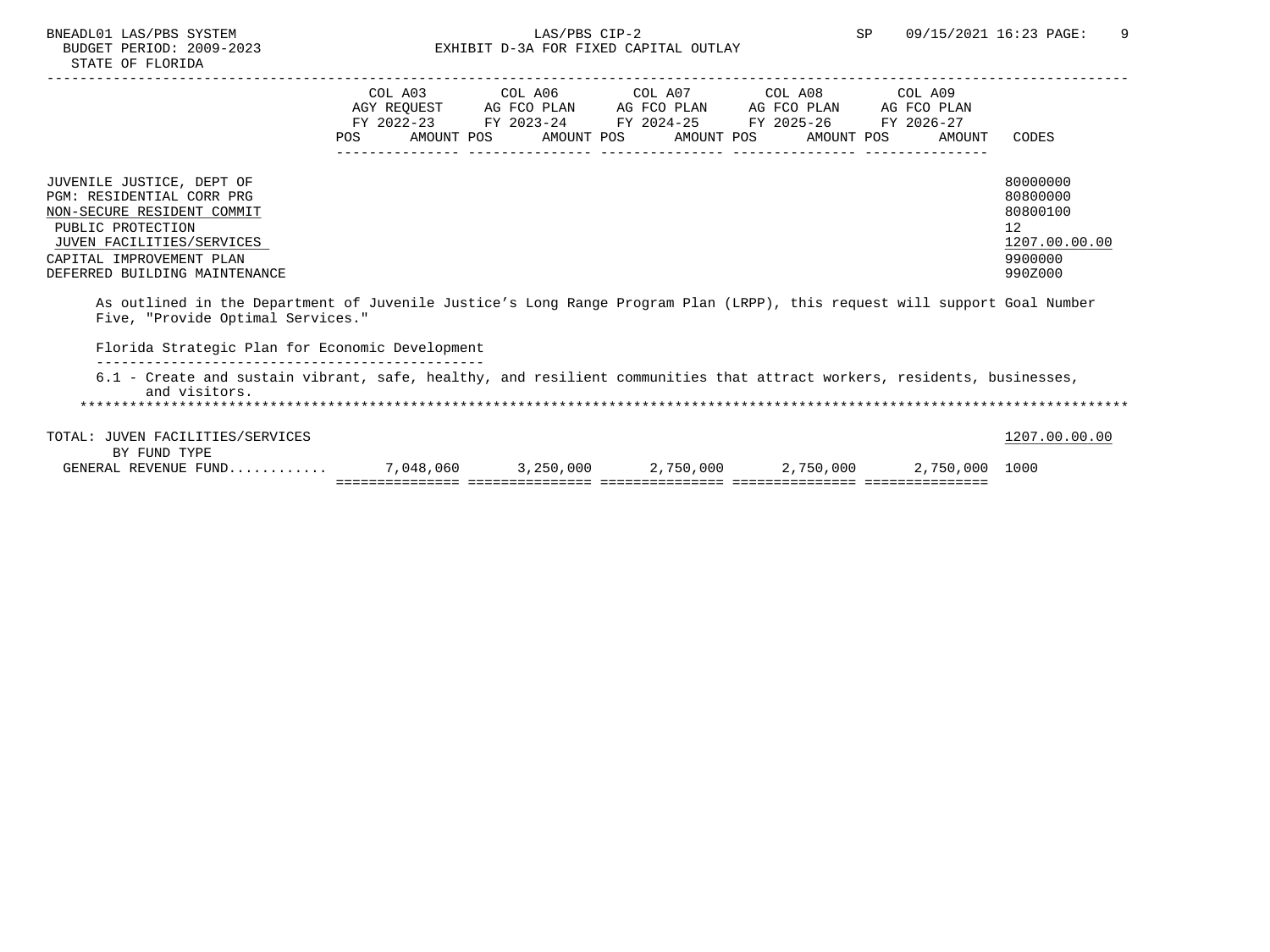BNEADL01 LAS/PBS SYSTEM
BUDGET PERIOD: 2009-2023
STATE OF FLORIDA

LAS/PBS CIP-2
EXHIBIT D-3A FOR FIXED CAPITAL OUTLAY

SP 09/15/2021 16:23

| | COL A03 AGY REQUEST FY 2022-23 POS AMOUNT | COL A06 AG FCO PLAN FY 2023-24 POS AMOUNT | COL A07 AG FCO PLAN FY 2024-25 POS AMOUNT | COL A08 AG FCO PLAN FY 2025-26 POS AMOUNT | COL A09 AG FCO PLAN FY 2026-27 POS AMOUNT | CODES |
|---|---|---|---|---|---|---|
| JUVENILE JUSTICE, DEPT OF | | | | | | 80000000 |
| PGM: RESIDENTIAL CORR PRG | | | | | | 80800000 |
| NON-SECURE RESIDENT COMMIT | | | | | | 80800100 |
| PUBLIC PROTECTION | | | | | | 12 |
| JUVEN FACILITIES/SERVICES | | | | | | 1207.00.00.00 |
| CAPITAL IMPROVEMENT PLAN | | | | | | 9900000 |
| DEFERRED BUILDING MAINTENANCE | | | | | | 990Z000 |

As outlined in the Department of Juvenile Justice's Long Range Program Plan (LRPP), this request will support Goal Number Five, "Provide Optimal Services."

Florida Strategic Plan for Economic Development

6.1 - Create and sustain vibrant, safe, healthy, and resilient communities that attract workers, residents, businesses, and visitors.

| | COL A03 | COL A06 | COL A07 | COL A08 | COL A09 | CODES |
|---|---|---|---|---|---|---|
| TOTAL: JUVEN FACILITIES/SERVICES | | | | | | 1207.00.00.00 |
| BY FUND TYPE | | | | | | |
| GENERAL REVENUE FUND............ | 7,048,060 | 3,250,000 | 2,750,000 | 2,750,000 | 2,750,000 | 1000 |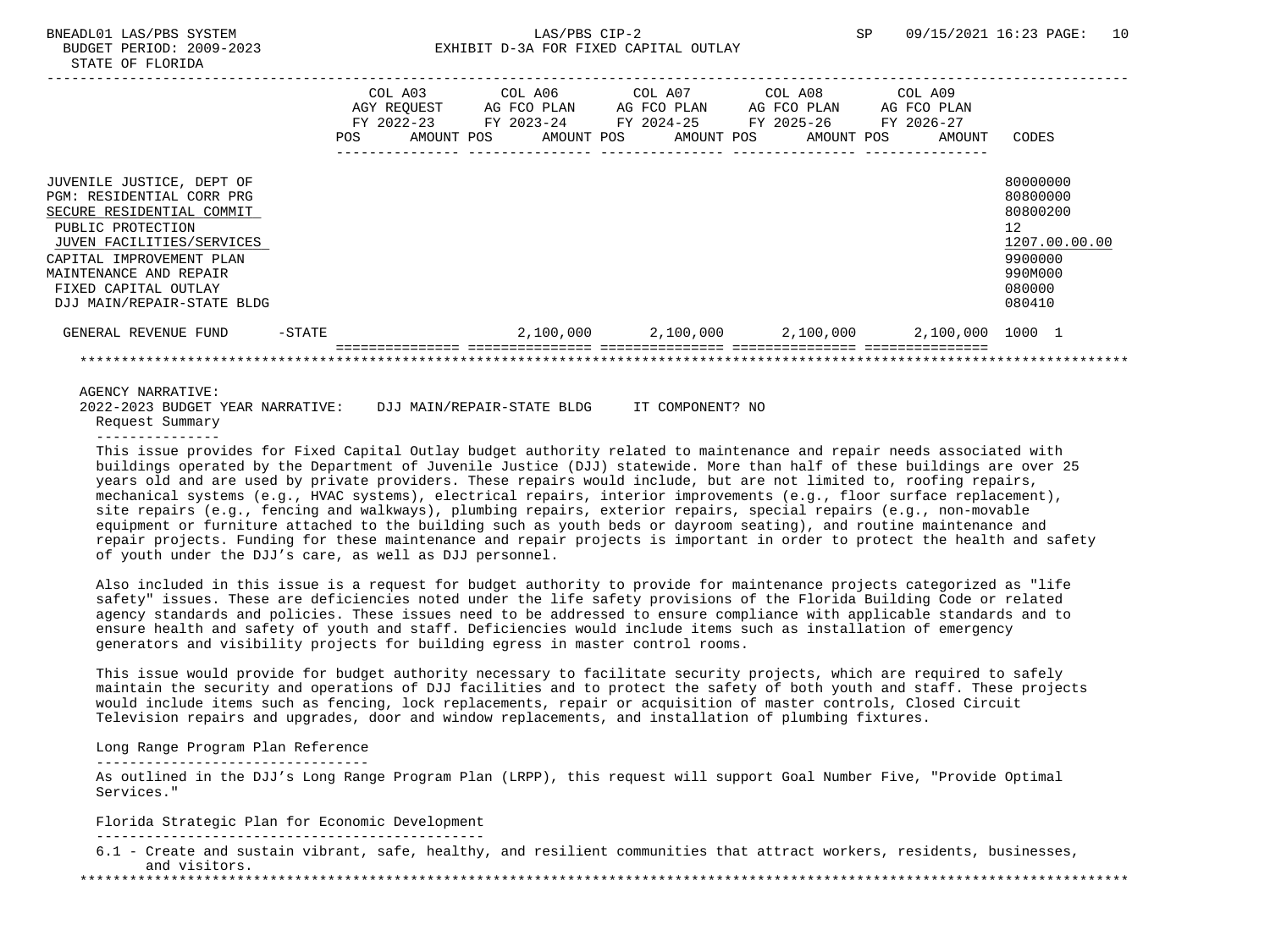| | COL A03 AGY REQUEST FY 2022-23 | | COL A06 AG FCO PLAN FY 2023-24 | | COL A07 AG FCO PLAN FY 2024-25 | | COL A08 AG FCO PLAN FY 2025-26 | | COL A09 AG FCO PLAN FY 2026-27 | | CODES |
|---|---|---|---|---|---|---|---|---|---|---|---|
| | POS | AMOUNT | POS | AMOUNT | POS | AMOUNT | POS | AMOUNT | POS | AMOUNT | |
| JUVENILE JUSTICE, DEPT OF | | | | | | | | | | | 80000000 |
| PGM: RESIDENTIAL CORR PRG | | | | | | | | | | | 80800000 |
| SECURE RESIDENTIAL COMMIT | | | | | | | | | | | 80800200 |
| PUBLIC PROTECTION | | | | | | | | | | | 12 |
| JUVEN FACILITIES/SERVICES | | | | | | | | | | | 1207.00.00.00 |
| CAPITAL IMPROVEMENT PLAN | | | | | | | | | | | 9900000 |
| MAINTENANCE AND REPAIR | | | | | | | | | | | 990M000 |
| FIXED CAPITAL OUTLAY | | | | | | | | | | | 080000 |
| DJJ MAIN/REPAIR-STATE BLDG | | | | | | | | | | | 080410 |
| GENERAL REVENUE FUND -STATE | | | | 2,100,000 | | 2,100,000 | | 2,100,000 | | 2,100,000 | 1000 1 |

AGENCY NARRATIVE:

2022-2023 BUDGET YEAR NARRATIVE: DJJ MAIN/REPAIR-STATE BLDG IT COMPONENT? NO

Request Summary

This issue provides for Fixed Capital Outlay budget authority related to maintenance and repair needs associated with buildings operated by the Department of Juvenile Justice (DJJ) statewide. More than half of these buildings are over 25 years old and are used by private providers. These repairs would include, but are not limited to, roofing repairs, mechanical systems (e.g., HVAC systems), electrical repairs, interior improvements (e.g., floor surface replacement), site repairs (e.g., fencing and walkways), plumbing repairs, exterior repairs, special repairs (e.g., non-movable equipment or furniture attached to the building such as youth beds or dayroom seating), and routine maintenance and repair projects. Funding for these maintenance and repair projects is important in order to protect the health and safety of youth under the DJJ's care, as well as DJJ personnel.

Also included in this issue is a request for budget authority to provide for maintenance projects categorized as "life safety" issues. These are deficiencies noted under the life safety provisions of the Florida Building Code or related agency standards and policies. These issues need to be addressed to ensure compliance with applicable standards and to ensure health and safety of youth and staff. Deficiencies would include items such as installation of emergency generators and visibility projects for building egress in master control rooms.

This issue would provide for budget authority necessary to facilitate security projects, which are required to safely maintain the security and operations of DJJ facilities and to protect the safety of both youth and staff. These projects would include items such as fencing, lock replacements, repair or acquisition of master controls, Closed Circuit Television repairs and upgrades, door and window replacements, and installation of plumbing fixtures.

Long Range Program Plan Reference

As outlined in the DJJ's Long Range Program Plan (LRPP), this request will support Goal Number Five, "Provide Optimal Services."

Florida Strategic Plan for Economic Development

6.1 - Create and sustain vibrant, safe, healthy, and resilient communities that attract workers, residents, businesses, and visitors.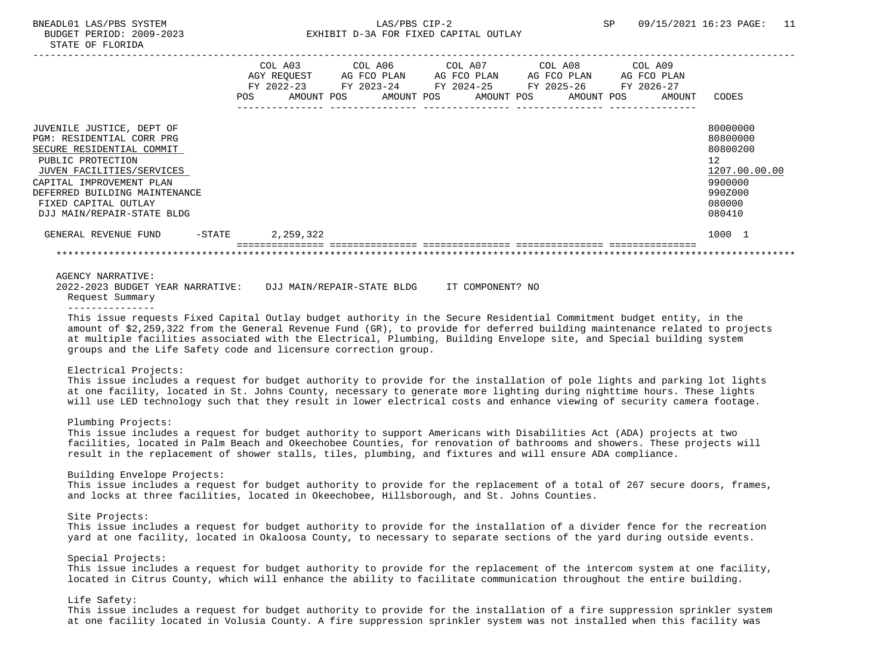| | COL A03 AGY REQUEST FY 2022-23 POS AMOUNT | COL A06 AG FCO PLAN FY 2023-24 POS AMOUNT | COL A07 AG FCO PLAN FY 2024-25 POS AMOUNT | COL A08 AG FCO PLAN FY 2025-26 POS AMOUNT | COL A09 AG FCO PLAN FY 2026-27 POS AMOUNT | CODES |
|---|---|---|---|---|---|---|
| JUVENILE JUSTICE, DEPT OF | | | | | | 80000000 |
| PGM: RESIDENTIAL CORR PRG | | | | | | 80800000 |
| SECURE RESIDENTIAL COMMIT | | | | | | 80800200 |
| PUBLIC PROTECTION | | | | | | 12 |
| JUVEN FACILITIES/SERVICES | | | | | | 1207.00.00.00 |
| CAPITAL IMPROVEMENT PLAN | | | | | | 9900000 |
| DEFERRED BUILDING MAINTENANCE | | | | | | 990Z000 |
| FIXED CAPITAL OUTLAY | | | | | | 080000 |
| DJJ MAIN/REPAIR-STATE BLDG | | | | | | 080410 |
| GENERAL REVENUE FUND -STATE | 2,259,322 | | | | | 1000 1 |

AGENCY NARRATIVE:

2022-2023 BUDGET YEAR NARRATIVE: DJJ MAIN/REPAIR-STATE BLDG IT COMPONENT? NO

Request Summary

This issue requests Fixed Capital Outlay budget authority in the Secure Residential Commitment budget entity, in the amount of $2,259,322 from the General Revenue Fund (GR), to provide for deferred building maintenance related to projects at multiple facilities associated with the Electrical, Plumbing, Building Envelope site, and Special building system groups and the Life Safety code and licensure correction group.

Electrical Projects:

This issue includes a request for budget authority to provide for the installation of pole lights and parking lot lights at one facility, located in St. Johns County, necessary to generate more lighting during nighttime hours. These lights will use LED technology such that they result in lower electrical costs and enhance viewing of security camera footage.

Plumbing Projects:

This issue includes a request for budget authority to support Americans with Disabilities Act (ADA) projects at two facilities, located in Palm Beach and Okeechobee Counties, for renovation of bathrooms and showers. These projects will result in the replacement of shower stalls, tiles, plumbing, and fixtures and will ensure ADA compliance.

Building Envelope Projects:

This issue includes a request for budget authority to provide for the replacement of a total of 267 secure doors, frames, and locks at three facilities, located in Okeechobee, Hillsborough, and St. Johns Counties.

Site Projects:

This issue includes a request for budget authority to provide for the installation of a divider fence for the recreation yard at one facility, located in Okaloosa County, to necessary to separate sections of the yard during outside events.

Special Projects:

This issue includes a request for budget authority to provide for the replacement of the intercom system at one facility, located in Citrus County, which will enhance the ability to facilitate communication throughout the entire building.

Life Safety:

This issue includes a request for budget authority to provide for the installation of a fire suppression sprinkler system at one facility located in Volusia County. A fire suppression sprinkler system was not installed when this facility was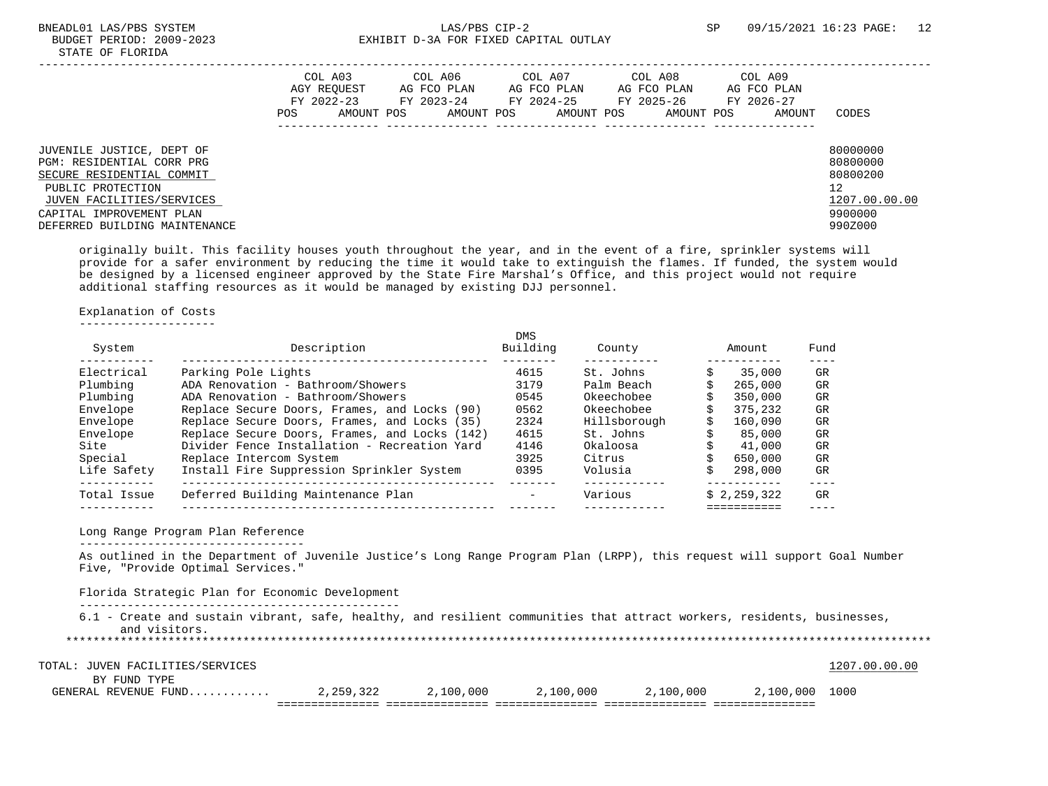| | COL A03 AGY REQUEST FY 2022-23 POS AMOUNT | COL A06 AG FCO PLAN FY 2023-24 POS AMOUNT | COL A07 AG FCO PLAN FY 2024-25 POS AMOUNT | COL A08 AG FCO PLAN FY 2025-26 POS AMOUNT | COL A09 AG FCO PLAN FY 2026-27 POS AMOUNT | CODES |
|---|---|---|---|---|---|---|
| JUVENILE JUSTICE, DEPT OF | | | | | | 80000000 |
| PGM: RESIDENTIAL CORR PRG | | | | | | 80800000 |
| SECURE RESIDENTIAL COMMIT | | | | | | 80800200 |
| PUBLIC PROTECTION | | | | | | 12 |
| JUVEN FACILITIES/SERVICES | | | | | | 1207.00.00.00 |
| CAPITAL IMPROVEMENT PLAN | | | | | | 9900000 |
| DEFERRED BUILDING MAINTENANCE | | | | | | 990Z000 |

originally built. This facility houses youth throughout the year, and in the event of a fire, sprinkler systems will provide for a safer environment by reducing the time it would take to extinguish the flames. If funded, the system would be designed by a licensed engineer approved by the State Fire Marshal's Office, and this project would not require additional staffing resources as it would be managed by existing DJJ personnel.

Explanation of Costs

| System | Description | DMS Building | County | Amount | Fund |
|---|---|---|---|---|---|
| Electrical | Parking Pole Lights | 4615 | St. Johns | $ 35,000 | GR |
| Plumbing | ADA Renovation - Bathroom/Showers | 3179 | Palm Beach | $ 265,000 | GR |
| Plumbing | ADA Renovation - Bathroom/Showers | 0545 | Okeechobee | $ 350,000 | GR |
| Envelope | Replace Secure Doors, Frames, and Locks (90) | 0562 | Okeechobee | $ 375,232 | GR |
| Envelope | Replace Secure Doors, Frames, and Locks (35) | 2324 | Hillsborough | $ 160,090 | GR |
| Envelope | Replace Secure Doors, Frames, and Locks (142) | 4615 | St. Johns | $ 85,000 | GR |
| Site | Divider Fence Installation - Recreation Yard | 4146 | Okaloosa | $ 41,000 | GR |
| Special | Replace Intercom System | 3925 | Citrus | $ 650,000 | GR |
| Life Safety | Install Fire Suppression Sprinkler System | 0395 | Volusia | $ 298,000 | GR |
| Total Issue | Deferred Building Maintenance Plan | - | Various | $ 2,259,322 | GR |

Long Range Program Plan Reference

As outlined in the Department of Juvenile Justice's Long Range Program Plan (LRPP), this request will support Goal Number Five, "Provide Optimal Services."

Florida Strategic Plan for Economic Development

6.1 - Create and sustain vibrant, safe, healthy, and resilient communities that attract workers, residents, businesses, and visitors.

| TOTAL: JUVEN FACILITIES/SERVICES | FY 2022-23 | FY 2023-24 | FY 2024-25 | FY 2025-26 | FY 2026-27 | 1207.00.00.00 |
|---|---|---|---|---|---|---|
| BY FUND TYPE | | | | | | |
| GENERAL REVENUE FUND | 2,259,322 | 2,100,000 | 2,100,000 | 2,100,000 | 2,100,000 | 1000 |